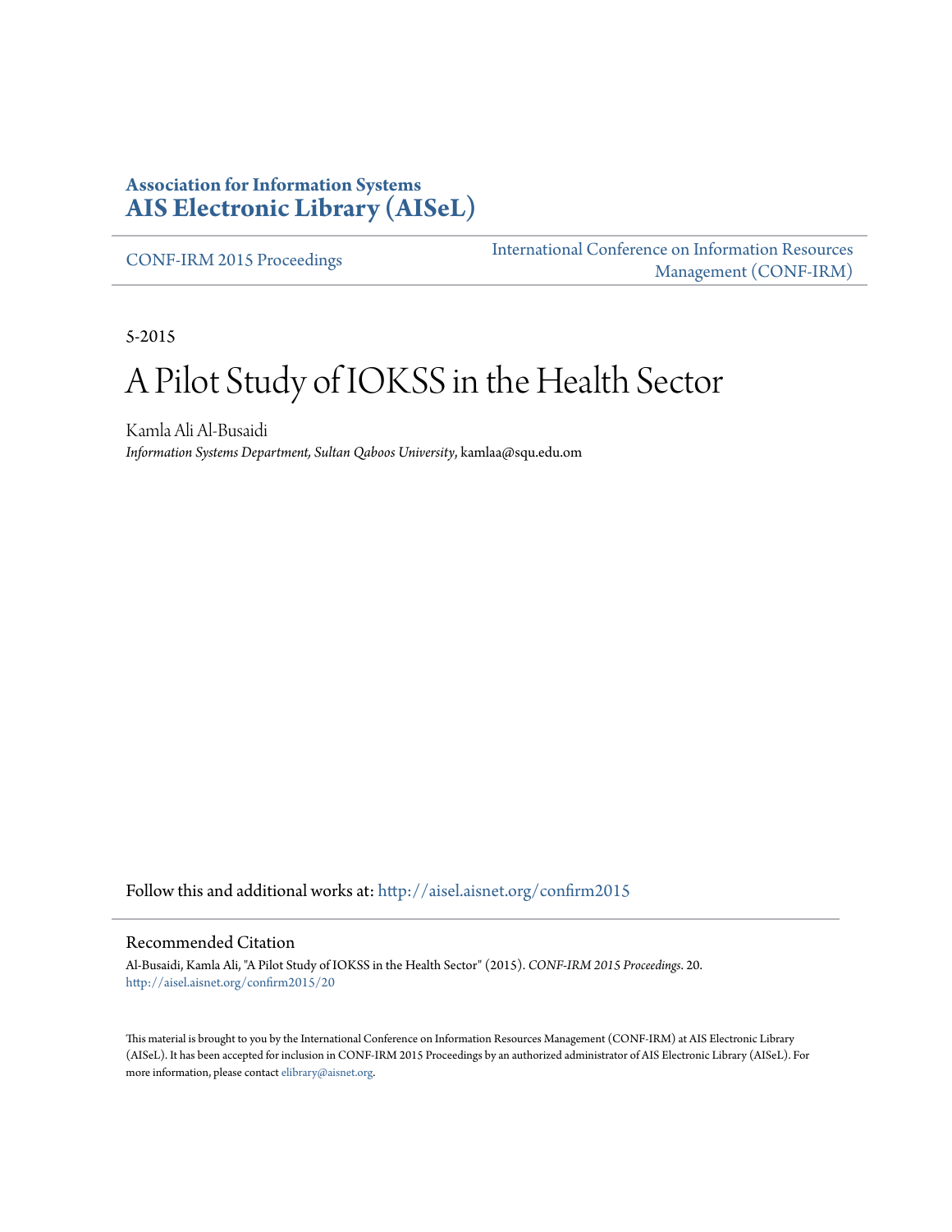**Association for Information Systems**
**AIS Electronic Library (AISeL)**

CONF-IRM 2015 Proceedings

International Conference on Information Resources Management (CONF-IRM)

5-2015

# A Pilot Study of IOKSS in the Health Sector

Kamla Ali Al-Busaidi
*Information Systems Department, Sultan Qaboos University*, kamlaa@squ.edu.om

Follow this and additional works at: http://aisel.aisnet.org/confirm2015

## Recommended Citation

Al-Busaidi, Kamla Ali, "A Pilot Study of IOKSS in the Health Sector" (2015). *CONF-IRM 2015 Proceedings*. 20.
http://aisel.aisnet.org/confirm2015/20

This material is brought to you by the International Conference on Information Resources Management (CONF-IRM) at AIS Electronic Library (AISeL). It has been accepted for inclusion in CONF-IRM 2015 Proceedings by an authorized administrator of AIS Electronic Library (AISeL). For more information, please contact elibrary@aisnet.org.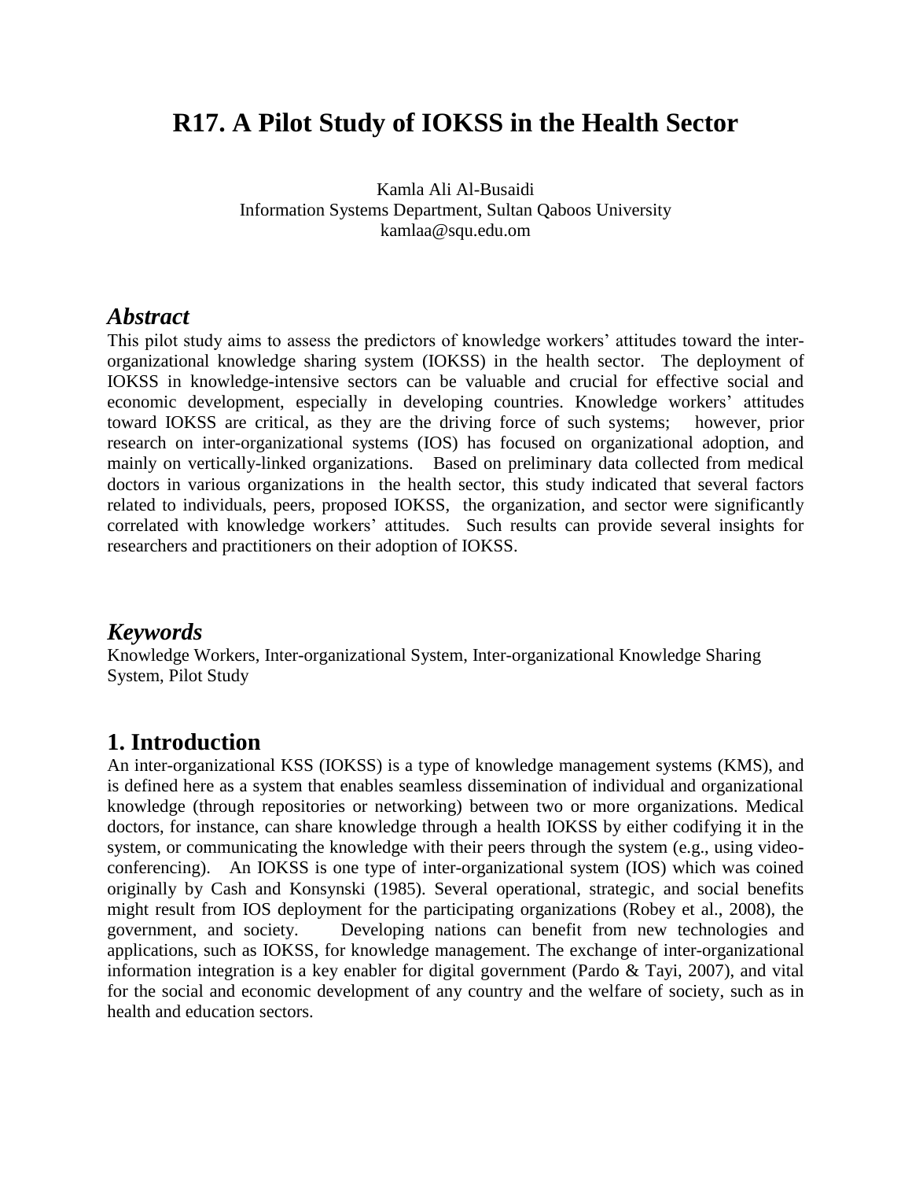# R17. A Pilot Study of IOKSS in the Health Sector

Kamla Ali Al-Busaidi
Information Systems Department, Sultan Qaboos University
kamlaa@squ.edu.om

## *Abstract*

This pilot study aims to assess the predictors of knowledge workers' attitudes toward the inter-organizational knowledge sharing system (IOKSS) in the health sector. The deployment of IOKSS in knowledge-intensive sectors can be valuable and crucial for effective social and economic development, especially in developing countries. Knowledge workers' attitudes toward IOKSS are critical, as they are the driving force of such systems; however, prior research on inter-organizational systems (IOS) has focused on organizational adoption, and mainly on vertically-linked organizations. Based on preliminary data collected from medical doctors in various organizations in the health sector, this study indicated that several factors related to individuals, peers, proposed IOKSS, the organization, and sector were significantly correlated with knowledge workers' attitudes. Such results can provide several insights for researchers and practitioners on their adoption of IOKSS.

## *Keywords*

Knowledge Workers, Inter-organizational System, Inter-organizational Knowledge Sharing System, Pilot Study

## 1. Introduction

An inter-organizational KSS (IOKSS) is a type of knowledge management systems (KMS), and is defined here as a system that enables seamless dissemination of individual and organizational knowledge (through repositories or networking) between two or more organizations. Medical doctors, for instance, can share knowledge through a health IOKSS by either codifying it in the system, or communicating the knowledge with their peers through the system (e.g., using video-conferencing). An IOKSS is one type of inter-organizational system (IOS) which was coined originally by Cash and Konsynski (1985). Several operational, strategic, and social benefits might result from IOS deployment for the participating organizations (Robey et al., 2008), the government, and society. Developing nations can benefit from new technologies and applications, such as IOKSS, for knowledge management. The exchange of inter-organizational information integration is a key enabler for digital government (Pardo & Tayi, 2007), and vital for the social and economic development of any country and the welfare of society, such as in health and education sectors.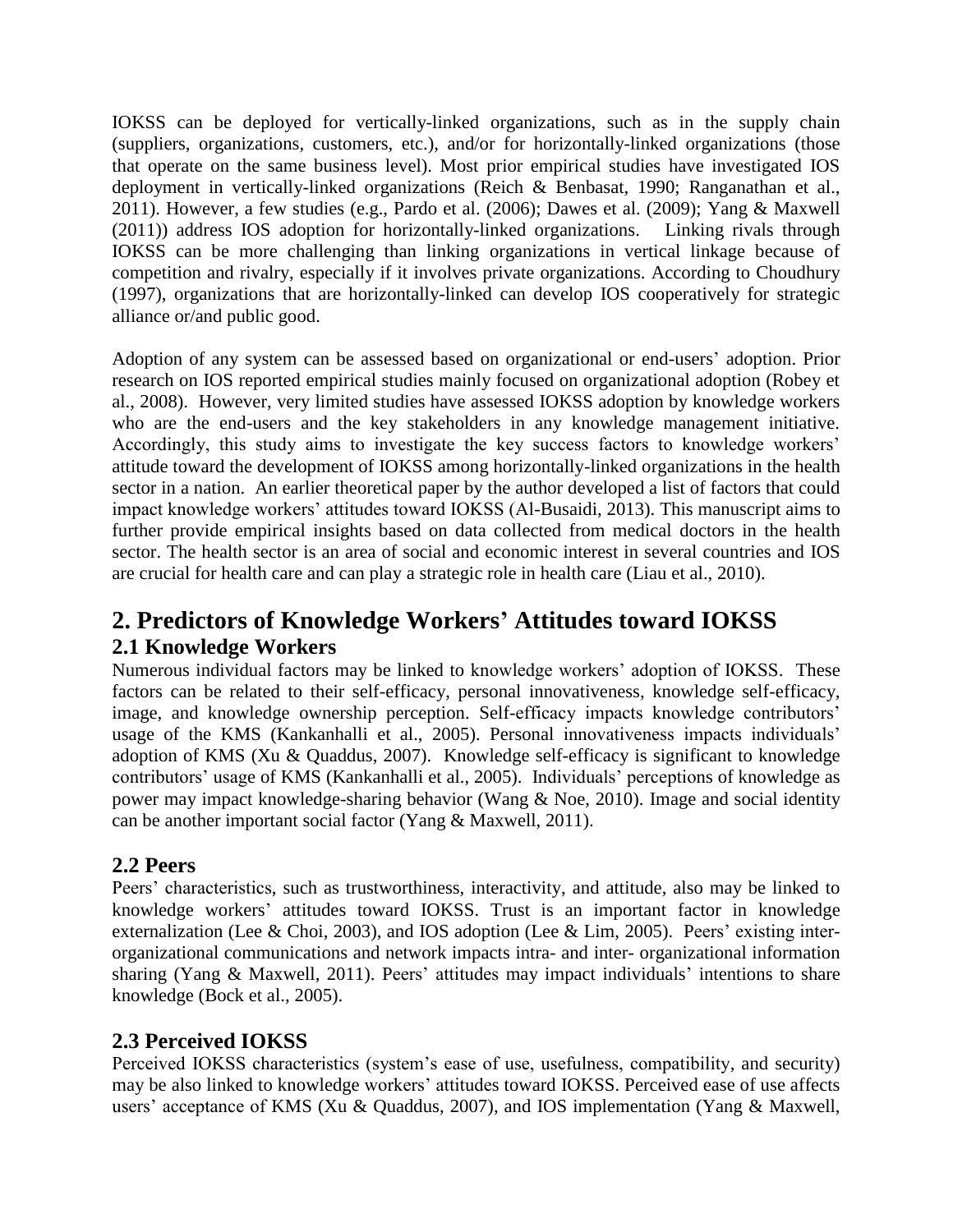IOKSS can be deployed for vertically-linked organizations, such as in the supply chain (suppliers, organizations, customers, etc.), and/or for horizontally-linked organizations (those that operate on the same business level). Most prior empirical studies have investigated IOS deployment in vertically-linked organizations (Reich & Benbasat, 1990; Ranganathan et al., 2011). However, a few studies (e.g., Pardo et al. (2006); Dawes et al. (2009); Yang & Maxwell (2011)) address IOS adoption for horizontally-linked organizations. Linking rivals through IOKSS can be more challenging than linking organizations in vertical linkage because of competition and rivalry, especially if it involves private organizations. According to Choudhury (1997), organizations that are horizontally-linked can develop IOS cooperatively for strategic alliance or/and public good.

Adoption of any system can be assessed based on organizational or end-users' adoption. Prior research on IOS reported empirical studies mainly focused on organizational adoption (Robey et al., 2008). However, very limited studies have assessed IOKSS adoption by knowledge workers who are the end-users and the key stakeholders in any knowledge management initiative. Accordingly, this study aims to investigate the key success factors to knowledge workers' attitude toward the development of IOKSS among horizontally-linked organizations in the health sector in a nation. An earlier theoretical paper by the author developed a list of factors that could impact knowledge workers' attitudes toward IOKSS (Al-Busaidi, 2013). This manuscript aims to further provide empirical insights based on data collected from medical doctors in the health sector. The health sector is an area of social and economic interest in several countries and IOS are crucial for health care and can play a strategic role in health care (Liau et al., 2010).

## 2. Predictors of Knowledge Workers' Attitudes toward IOKSS

### 2.1 Knowledge Workers

Numerous individual factors may be linked to knowledge workers' adoption of IOKSS. These factors can be related to their self-efficacy, personal innovativeness, knowledge self-efficacy, image, and knowledge ownership perception. Self-efficacy impacts knowledge contributors' usage of the KMS (Kankanhalli et al., 2005). Personal innovativeness impacts individuals' adoption of KMS (Xu & Quaddus, 2007). Knowledge self-efficacy is significant to knowledge contributors' usage of KMS (Kankanhalli et al., 2005). Individuals' perceptions of knowledge as power may impact knowledge-sharing behavior (Wang & Noe, 2010). Image and social identity can be another important social factor (Yang & Maxwell, 2011).

### 2.2 Peers

Peers' characteristics, such as trustworthiness, interactivity, and attitude, also may be linked to knowledge workers' attitudes toward IOKSS. Trust is an important factor in knowledge externalization (Lee & Choi, 2003), and IOS adoption (Lee & Lim, 2005). Peers' existing inter-organizational communications and network impacts intra- and inter- organizational information sharing (Yang & Maxwell, 2011). Peers' attitudes may impact individuals' intentions to share knowledge (Bock et al., 2005).

### 2.3 Perceived IOKSS

Perceived IOKSS characteristics (system's ease of use, usefulness, compatibility, and security) may be also linked to knowledge workers' attitudes toward IOKSS. Perceived ease of use affects users' acceptance of KMS (Xu & Quaddus, 2007), and IOS implementation (Yang & Maxwell,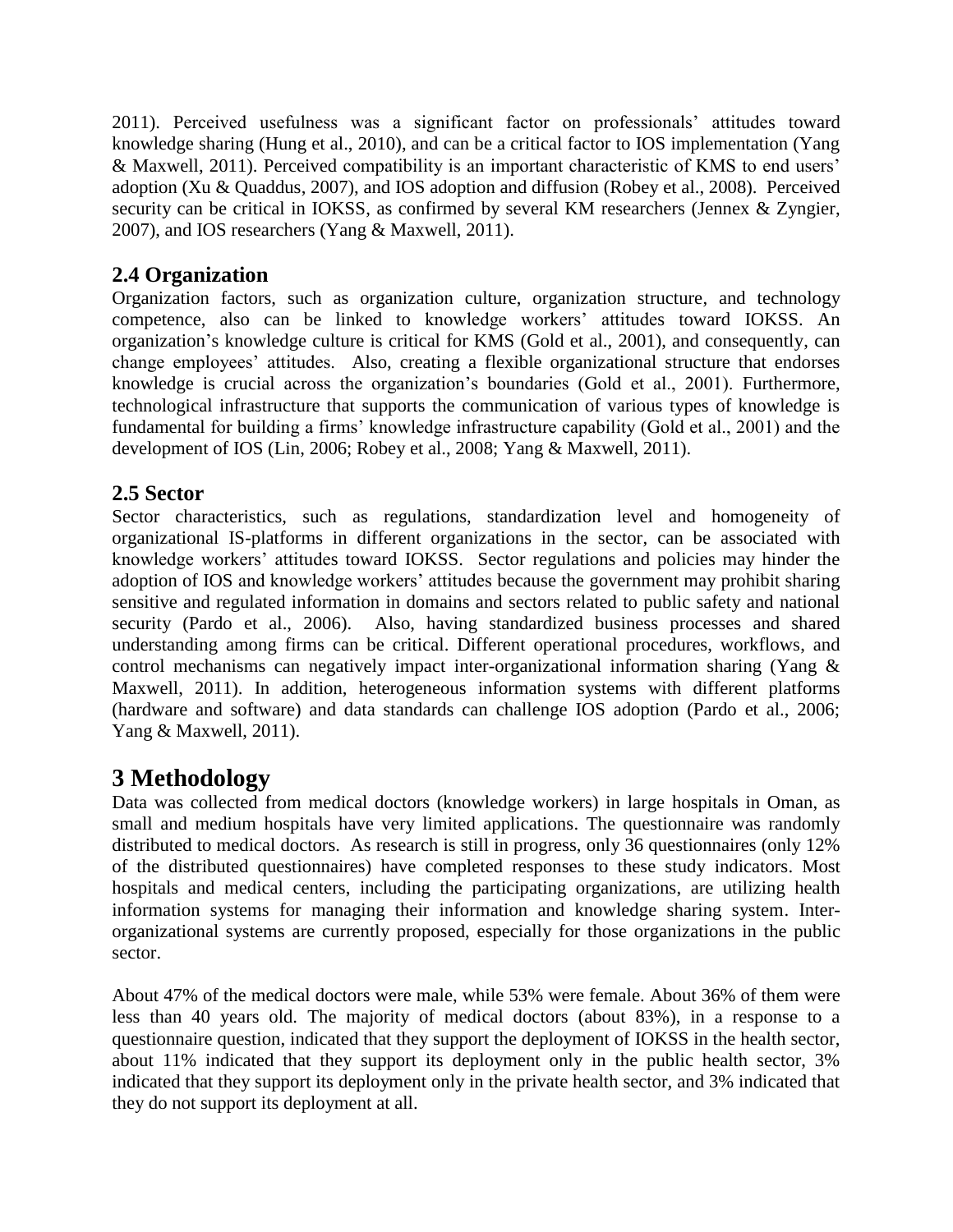2011). Perceived usefulness was a significant factor on professionals' attitudes toward knowledge sharing (Hung et al., 2010), and can be a critical factor to IOS implementation (Yang & Maxwell, 2011). Perceived compatibility is an important characteristic of KMS to end users' adoption (Xu & Quaddus, 2007), and IOS adoption and diffusion (Robey et al., 2008). Perceived security can be critical in IOKSS, as confirmed by several KM researchers (Jennex & Zyngier, 2007), and IOS researchers (Yang & Maxwell, 2011).

## 2.4 Organization

Organization factors, such as organization culture, organization structure, and technology competence, also can be linked to knowledge workers' attitudes toward IOKSS. An organization's knowledge culture is critical for KMS (Gold et al., 2001), and consequently, can change employees' attitudes. Also, creating a flexible organizational structure that endorses knowledge is crucial across the organization's boundaries (Gold et al., 2001). Furthermore, technological infrastructure that supports the communication of various types of knowledge is fundamental for building a firms' knowledge infrastructure capability (Gold et al., 2001) and the development of IOS (Lin, 2006; Robey et al., 2008; Yang & Maxwell, 2011).

## 2.5 Sector

Sector characteristics, such as regulations, standardization level and homogeneity of organizational IS-platforms in different organizations in the sector, can be associated with knowledge workers' attitudes toward IOKSS. Sector regulations and policies may hinder the adoption of IOS and knowledge workers' attitudes because the government may prohibit sharing sensitive and regulated information in domains and sectors related to public safety and national security (Pardo et al., 2006). Also, having standardized business processes and shared understanding among firms can be critical. Different operational procedures, workflows, and control mechanisms can negatively impact inter-organizational information sharing (Yang & Maxwell, 2011). In addition, heterogeneous information systems with different platforms (hardware and software) and data standards can challenge IOS adoption (Pardo et al., 2006; Yang & Maxwell, 2011).

# 3 Methodology

Data was collected from medical doctors (knowledge workers) in large hospitals in Oman, as small and medium hospitals have very limited applications. The questionnaire was randomly distributed to medical doctors. As research is still in progress, only 36 questionnaires (only 12% of the distributed questionnaires) have completed responses to these study indicators. Most hospitals and medical centers, including the participating organizations, are utilizing health information systems for managing their information and knowledge sharing system. Inter-organizational systems are currently proposed, especially for those organizations in the public sector.

About 47% of the medical doctors were male, while 53% were female. About 36% of them were less than 40 years old. The majority of medical doctors (about 83%), in a response to a questionnaire question, indicated that they support the deployment of IOKSS in the health sector, about 11% indicated that they support its deployment only in the public health sector, 3% indicated that they support its deployment only in the private health sector, and 3% indicated that they do not support its deployment at all.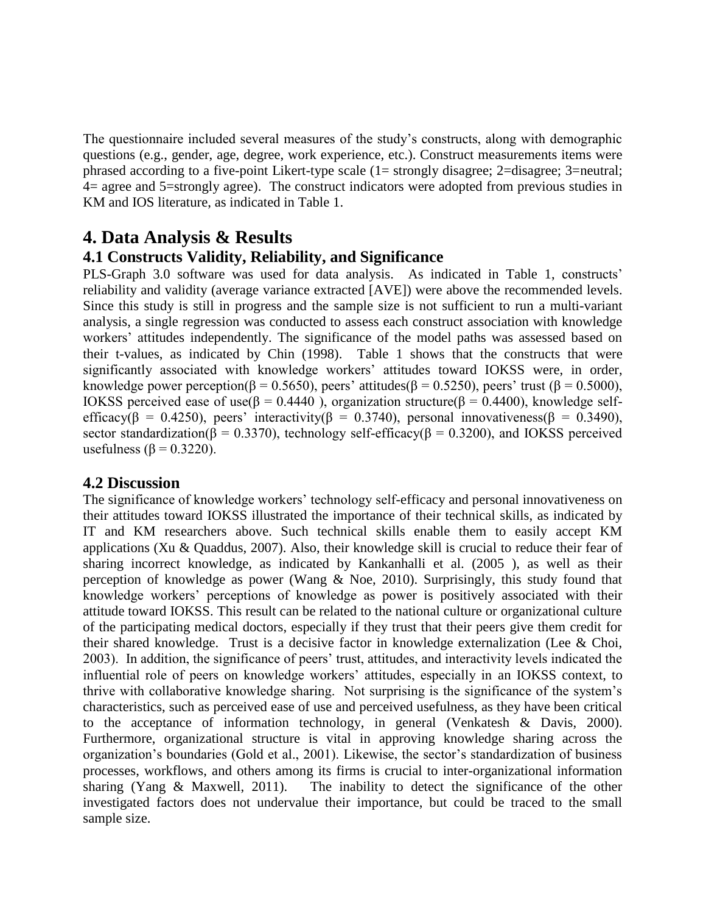The questionnaire included several measures of the study's constructs, along with demographic questions (e.g., gender, age, degree, work experience, etc.). Construct measurements items were phrased according to a five-point Likert-type scale (1= strongly disagree; 2=disagree; 3=neutral; 4= agree and 5=strongly agree). The construct indicators were adopted from previous studies in KM and IOS literature, as indicated in Table 1.

# 4. Data Analysis & Results

## 4.1 Constructs Validity, Reliability, and Significance

PLS-Graph 3.0 software was used for data analysis. As indicated in Table 1, constructs' reliability and validity (average variance extracted [AVE]) were above the recommended levels. Since this study is still in progress and the sample size is not sufficient to run a multi-variant analysis, a single regression was conducted to assess each construct association with knowledge workers' attitudes independently. The significance of the model paths was assessed based on their t-values, as indicated by Chin (1998). Table 1 shows that the constructs that were significantly associated with knowledge workers' attitudes toward IOKSS were, in order, knowledge power perception($\beta = 0.5650$), peers' attitudes($\beta = 0.5250$), peers' trust ($\beta = 0.5000$), IOKSS perceived ease of use($\beta = 0.4440$ ), organization structure($\beta = 0.4400$), knowledge self-efficacy($\beta = 0.4250$), peers' interactivity($\beta = 0.3740$), personal innovativeness($\beta = 0.3490$), sector standardization($\beta = 0.3370$), technology self-efficacy($\beta = 0.3200$), and IOKSS perceived usefulness ($\beta = 0.3220$).

## 4.2 Discussion

The significance of knowledge workers' technology self-efficacy and personal innovativeness on their attitudes toward IOKSS illustrated the importance of their technical skills, as indicated by IT and KM researchers above. Such technical skills enable them to easily accept KM applications (Xu & Quaddus, 2007). Also, their knowledge skill is crucial to reduce their fear of sharing incorrect knowledge, as indicated by Kankanhalli et al. (2005 ), as well as their perception of knowledge as power (Wang & Noe, 2010). Surprisingly, this study found that knowledge workers' perceptions of knowledge as power is positively associated with their attitude toward IOKSS. This result can be related to the national culture or organizational culture of the participating medical doctors, especially if they trust that their peers give them credit for their shared knowledge. Trust is a decisive factor in knowledge externalization (Lee & Choi, 2003). In addition, the significance of peers' trust, attitudes, and interactivity levels indicated the influential role of peers on knowledge workers' attitudes, especially in an IOKSS context, to thrive with collaborative knowledge sharing. Not surprising is the significance of the system's characteristics, such as perceived ease of use and perceived usefulness, as they have been critical to the acceptance of information technology, in general (Venkatesh & Davis, 2000). Furthermore, organizational structure is vital in approving knowledge sharing across the organization's boundaries (Gold et al., 2001). Likewise, the sector's standardization of business processes, workflows, and others among its firms is crucial to inter-organizational information sharing (Yang & Maxwell, 2011). The inability to detect the significance of the other investigated factors does not undervalue their importance, but could be traced to the small sample size.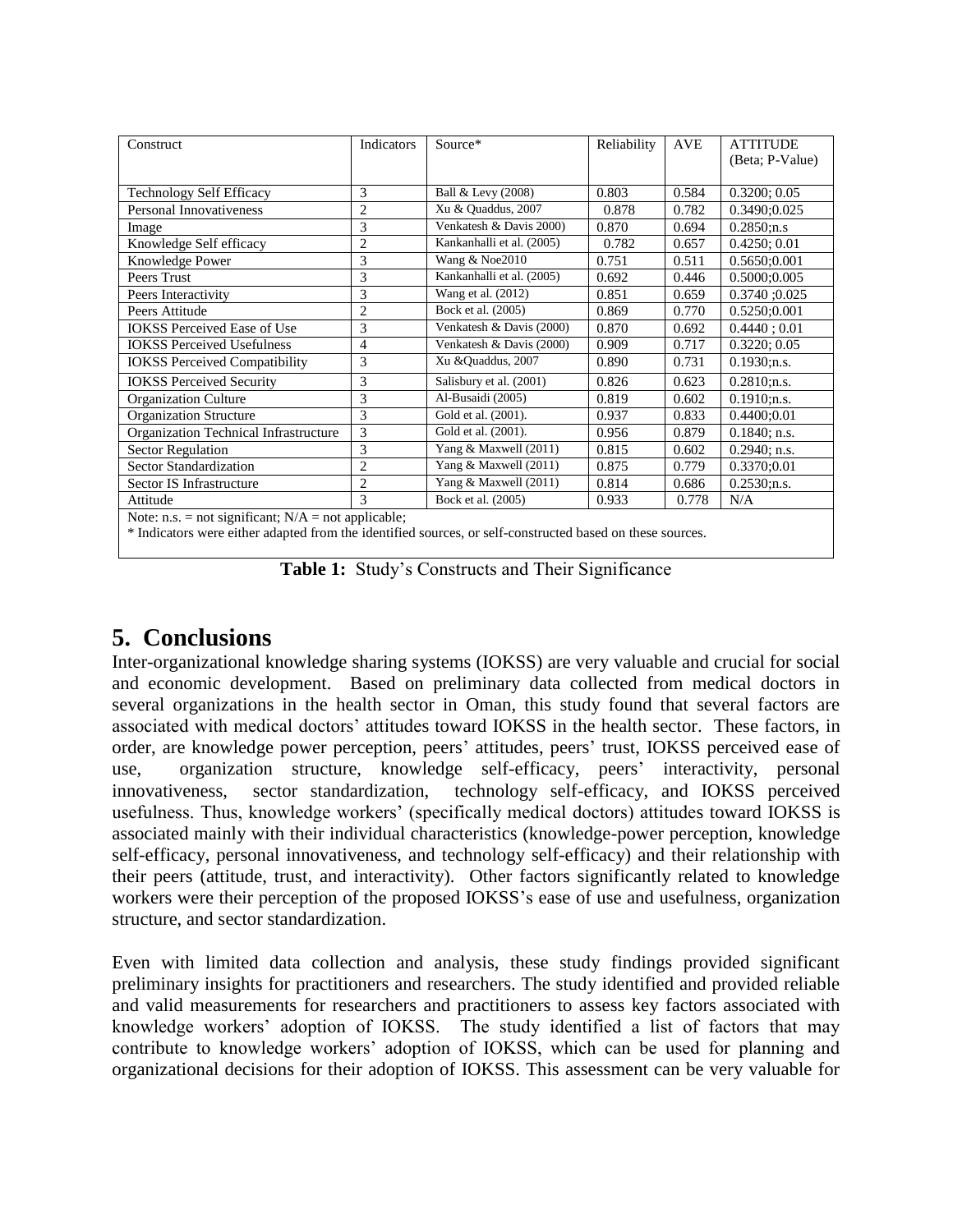| Construct | Indicators | Source* | Reliability | AVE | ATTITUDE (Beta; P-Value) |
|---|---|---|---|---|---|
| Technology Self Efficacy | 3 | Ball & Levy (2008) | 0.803 | 0.584 | 0.3200; 0.05 |
| Personal Innovativeness | 2 | Xu & Quaddus, 2007 | 0.878 | 0.782 | 0.3490;0.025 |
| Image | 3 | Venkatesh & Davis 2000) | 0.870 | 0.694 | 0.2850;n.s |
| Knowledge Self efficacy | 2 | Kankanhalli et al. (2005) | 0.782 | 0.657 | 0.4250; 0.01 |
| Knowledge Power | 3 | Wang & Noe2010 | 0.751 | 0.511 | 0.5650;0.001 |
| Peers Trust | 3 | Kankanhalli et al. (2005) | 0.692 | 0.446 | 0.5000;0.005 |
| Peers Interactivity | 3 | Wang et al. (2012) | 0.851 | 0.659 | 0.3740 ;0.025 |
| Peers Attitude | 2 | Bock et al. (2005) | 0.869 | 0.770 | 0.5250;0.001 |
| IOKSS Perceived Ease of Use | 3 | Venkatesh & Davis (2000) | 0.870 | 0.692 | 0.4440 ; 0.01 |
| IOKSS Perceived Usefulness | 4 | Venkatesh & Davis (2000) | 0.909 | 0.717 | 0.3220; 0.05 |
| IOKSS Perceived Compatibility | 3 | Xu &Quaddus, 2007 | 0.890 | 0.731 | 0.1930;n.s. |
| IOKSS Perceived Security | 3 | Salisbury et al. (2001) | 0.826 | 0.623 | 0.2810;n.s. |
| Organization Culture | 3 | Al-Busaidi (2005) | 0.819 | 0.602 | 0.1910;n.s. |
| Organization Structure | 3 | Gold et al. (2001). | 0.937 | 0.833 | 0.4400;0.01 |
| Organization Technical Infrastructure | 3 | Gold et al. (2001). | 0.956 | 0.879 | 0.1840; n.s. |
| Sector Regulation | 3 | Yang & Maxwell (2011) | 0.815 | 0.602 | 0.2940; n.s. |
| Sector Standardization | 2 | Yang & Maxwell (2011) | 0.875 | 0.779 | 0.3370;0.01 |
| Sector IS Infrastructure | 2 | Yang & Maxwell (2011) | 0.814 | 0.686 | 0.2530;n.s. |
| Attitude | 3 | Bock et al. (2005) | 0.933 | 0.778 | N/A |

Note: n.s. = not significant; N/A = not applicable;
* Indicators were either adapted from the identified sources, or self-constructed based on these sources.

**Table 1:** Study's Constructs and Their Significance

## 5. Conclusions

Inter-organizational knowledge sharing systems (IOKSS) are very valuable and crucial for social and economic development. Based on preliminary data collected from medical doctors in several organizations in the health sector in Oman, this study found that several factors are associated with medical doctors' attitudes toward IOKSS in the health sector. These factors, in order, are knowledge power perception, peers' attitudes, peers' trust, IOKSS perceived ease of use, organization structure, knowledge self-efficacy, peers' interactivity, personal innovativeness, sector standardization, technology self-efficacy, and IOKSS perceived usefulness. Thus, knowledge workers' (specifically medical doctors) attitudes toward IOKSS is associated mainly with their individual characteristics (knowledge-power perception, knowledge self-efficacy, personal innovativeness, and technology self-efficacy) and their relationship with their peers (attitude, trust, and interactivity). Other factors significantly related to knowledge workers were their perception of the proposed IOKSS's ease of use and usefulness, organization structure, and sector standardization.

Even with limited data collection and analysis, these study findings provided significant preliminary insights for practitioners and researchers. The study identified and provided reliable and valid measurements for researchers and practitioners to assess key factors associated with knowledge workers' adoption of IOKSS. The study identified a list of factors that may contribute to knowledge workers' adoption of IOKSS, which can be used for planning and organizational decisions for their adoption of IOKSS. This assessment can be very valuable for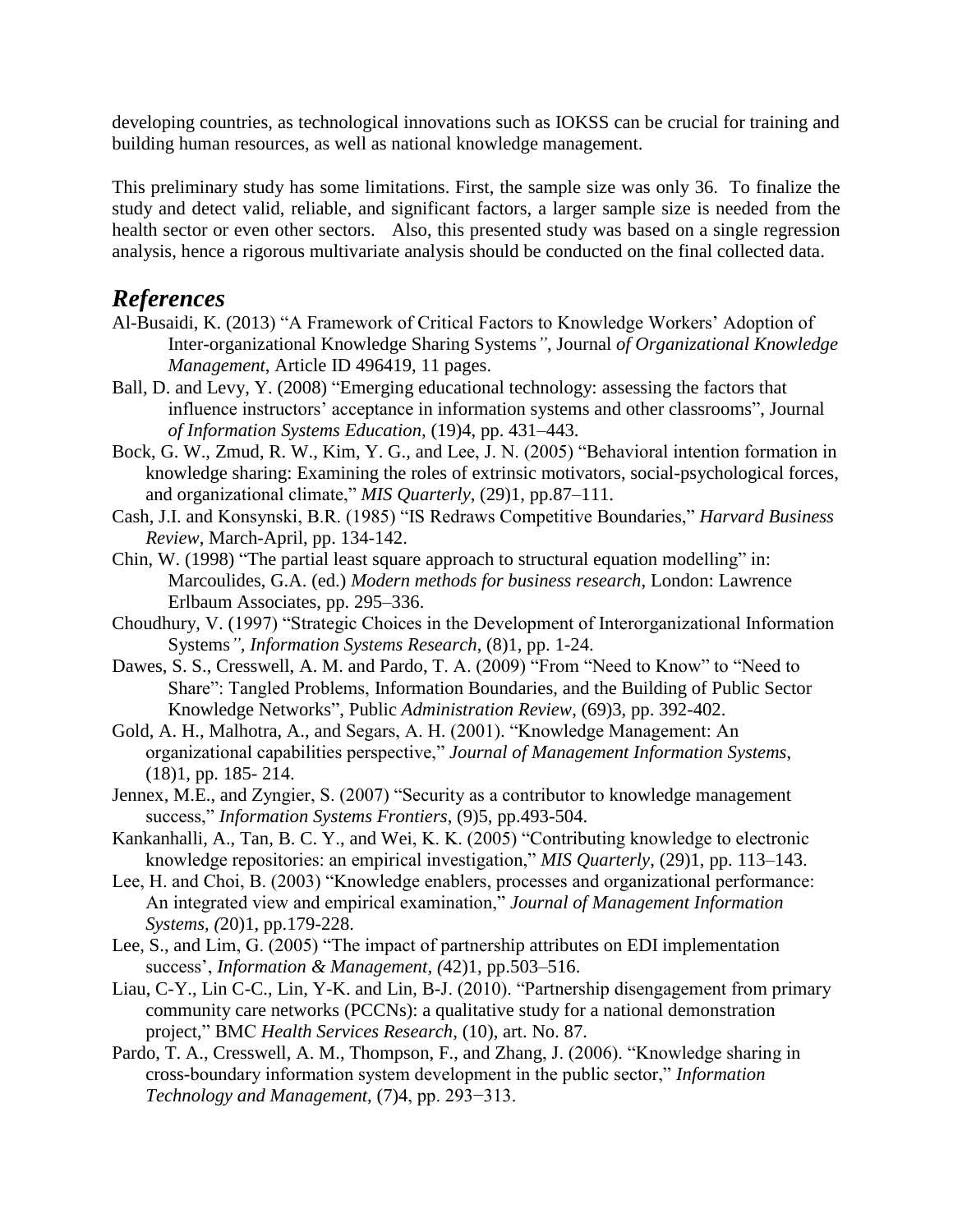developing countries, as technological innovations such as IOKSS can be crucial for training and building human resources, as well as national knowledge management.

This preliminary study has some limitations. First, the sample size was only 36. To finalize the study and detect valid, reliable, and significant factors, a larger sample size is needed from the health sector or even other sectors. Also, this presented study was based on a single regression analysis, hence a rigorous multivariate analysis should be conducted on the final collected data.

## *References*

Al-Busaidi, K. (2013) "A Framework of Critical Factors to Knowledge Workers' Adoption of Inter-organizational Knowledge Sharing Systems*"*, Journal *of Organizational Knowledge Management*, Article ID 496419, 11 pages.

Ball, D. and Levy, Y. (2008) "Emerging educational technology: assessing the factors that influence instructors' acceptance in information systems and other classrooms", Journal *of Information Systems Education*, (19)4, pp. 431–443.

Bock, G. W., Zmud, R. W., Kim, Y. G., and Lee, J. N. (2005) "Behavioral intention formation in knowledge sharing: Examining the roles of extrinsic motivators, social-psychological forces, and organizational climate," *MIS Quarterly*, (29)1, pp.87–111.

Cash, J.I. and Konsynski, B.R. (1985) "IS Redraws Competitive Boundaries," *Harvard Business Review*, March-April, pp. 134-142.

Chin, W. (1998) "The partial least square approach to structural equation modelling" in: Marcoulides, G.A. (ed.) *Modern methods for business research*, London: Lawrence Erlbaum Associates, pp. 295–336.

Choudhury, V. (1997) "Strategic Choices in the Development of Interorganizational Information Systems*", Information Systems Research*, (8)1, pp. 1-24.

Dawes, S. S., Cresswell, A. M. and Pardo, T. A. (2009) "From "Need to Know" to "Need to Share": Tangled Problems, Information Boundaries, and the Building of Public Sector Knowledge Networks", Public *Administration Review*, (69)3, pp. 392-402.

Gold, A. H., Malhotra, A., and Segars, A. H. (2001). "Knowledge Management: An organizational capabilities perspective," *Journal of Management Information Systems*, (18)1, pp. 185- 214.

Jennex, M.E., and Zyngier, S. (2007) "Security as a contributor to knowledge management success," *Information Systems Frontiers,* (9)5, pp.493-504.

Kankanhalli, A., Tan, B. C. Y., and Wei, K. K. (2005) "Contributing knowledge to electronic knowledge repositories: an empirical investigation," *MIS Quarterly*, (29)1, pp. 113–143.

Lee, H. and Choi, B. (2003) "Knowledge enablers, processes and organizational performance: An integrated view and empirical examination," *Journal of Management Information Systems, (*20)1, pp.179-228.

Lee, S., and Lim, G. (2005) "The impact of partnership attributes on EDI implementation success', *Information & Management, (*42)1, pp.503–516.

Liau, C-Y., Lin C-C., Lin, Y-K. and Lin, B-J. (2010). "Partnership disengagement from primary community care networks (PCCNs): a qualitative study for a national demonstration project," BMC *Health Services Research*, (10), art. No. 87.

Pardo, T. A., Cresswell, A. M., Thompson, F., and Zhang, J. (2006). "Knowledge sharing in cross-boundary information system development in the public sector," *Information Technology and Management*, (7)4, pp. 293−313.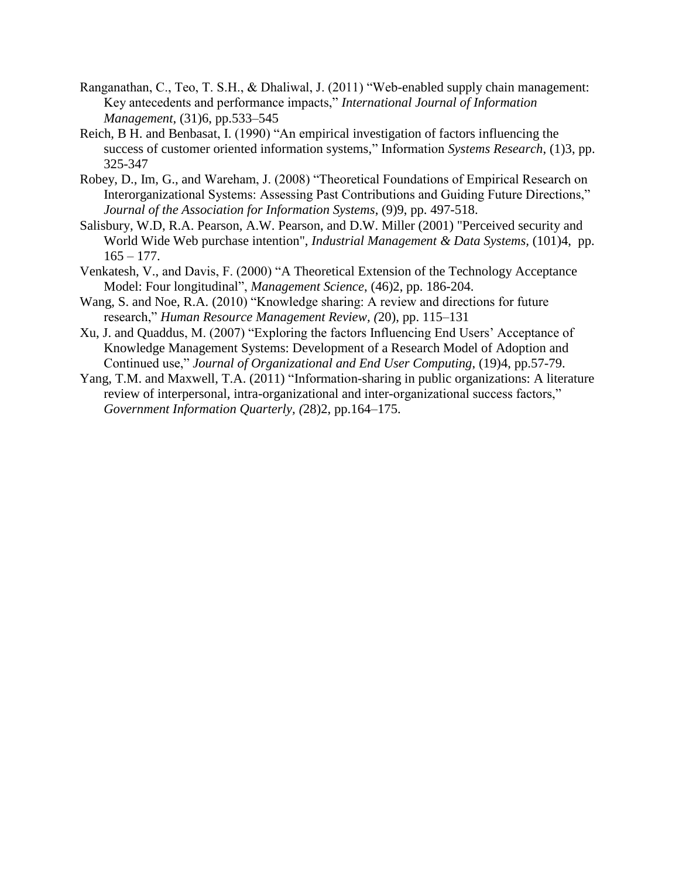Ranganathan, C., Teo, T. S.H., & Dhaliwal, J. (2011) “Web-enabled supply chain management: Key antecedents and performance impacts,” *International Journal of Information Management*, (31)6, pp.533–545

Reich, B H. and Benbasat, I. (1990) “An empirical investigation of factors influencing the success of customer oriented information systems,” Information *Systems Research*, (1)3, pp. 325-347

Robey, D., Im, G., and Wareham, J. (2008) “Theoretical Foundations of Empirical Research on Interorganizational Systems: Assessing Past Contributions and Guiding Future Directions,” *Journal of the Association for Information Systems*, (9)9, pp. 497-518.

Salisbury, W.D, R.A. Pearson, A.W. Pearson, and D.W. Miller (2001) "Perceived security and World Wide Web purchase intention", *Industrial Management & Data Systems*, (101)4, pp. 165 – 177.

Venkatesh, V., and Davis, F. (2000) “A Theoretical Extension of the Technology Acceptance Model: Four longitudinal”, *Management Science*, (46)2, pp. 186-204.

Wang, S. and Noe, R.A. (2010) “Knowledge sharing: A review and directions for future research,” *Human Resource Management Review, (*20), pp. 115–131

Xu, J. and Quaddus, M. (2007) “Exploring the factors Influencing End Users’ Acceptance of Knowledge Management Systems: Development of a Research Model of Adoption and Continued use,” *Journal of Organizational and End User Computing*, (19)4, pp.57-79.

Yang, T.M. and Maxwell, T.A. (2011) “Information-sharing in public organizations: A literature review of interpersonal, intra-organizational and inter-organizational success factors,” *Government Information Quarterly, (*28)2, pp.164–175.